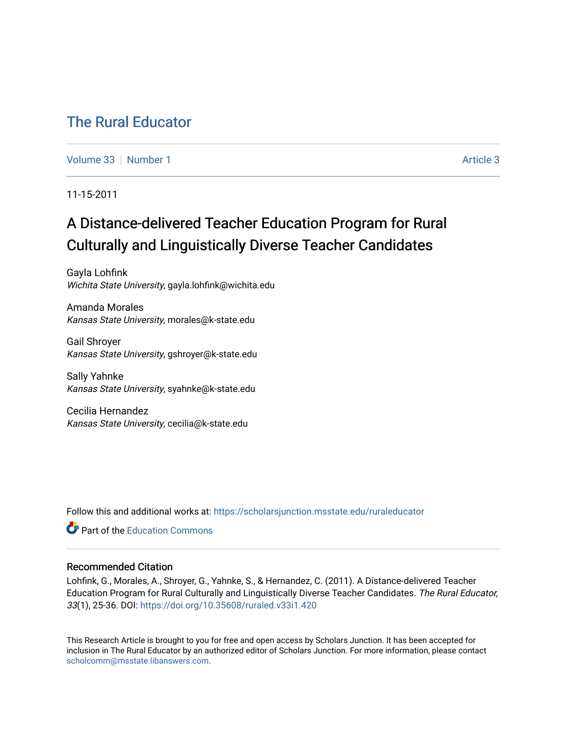# The Rural Educator

Volume 33 | Number 1 | Article 3

11-15-2011

## A Distance-delivered Teacher Education Program for Rural Culturally and Linguistically Diverse Teacher Candidates

Gayla Lohfink
*Wichita State University*, gayla.lohfink@wichita.edu

Amanda Morales
*Kansas State University*, morales@k-state.edu

Gail Shroyer
*Kansas State University*, gshroyer@k-state.edu

Sally Yahnke
*Kansas State University*, syahnke@k-state.edu

Cecilia Hernandez
*Kansas State University*, cecilia@k-state.edu

Follow this and additional works at: https://scholarsjunction.msstate.edu/ruraleducator

Part of the Education Commons

### Recommended Citation

Lohfink, G., Morales, A., Shroyer, G., Yahnke, S., & Hernandez, C. (2011). A Distance-delivered Teacher Education Program for Rural Culturally and Linguistically Diverse Teacher Candidates. *The Rural Educator, 33*(1), 25-36. DOI: https://doi.org/10.35608/ruraled.v33i1.420

This Research Article is brought to you for free and open access by Scholars Junction. It has been accepted for inclusion in The Rural Educator by an authorized editor of Scholars Junction. For more information, please contact scholcomm@msstate.libanswers.com.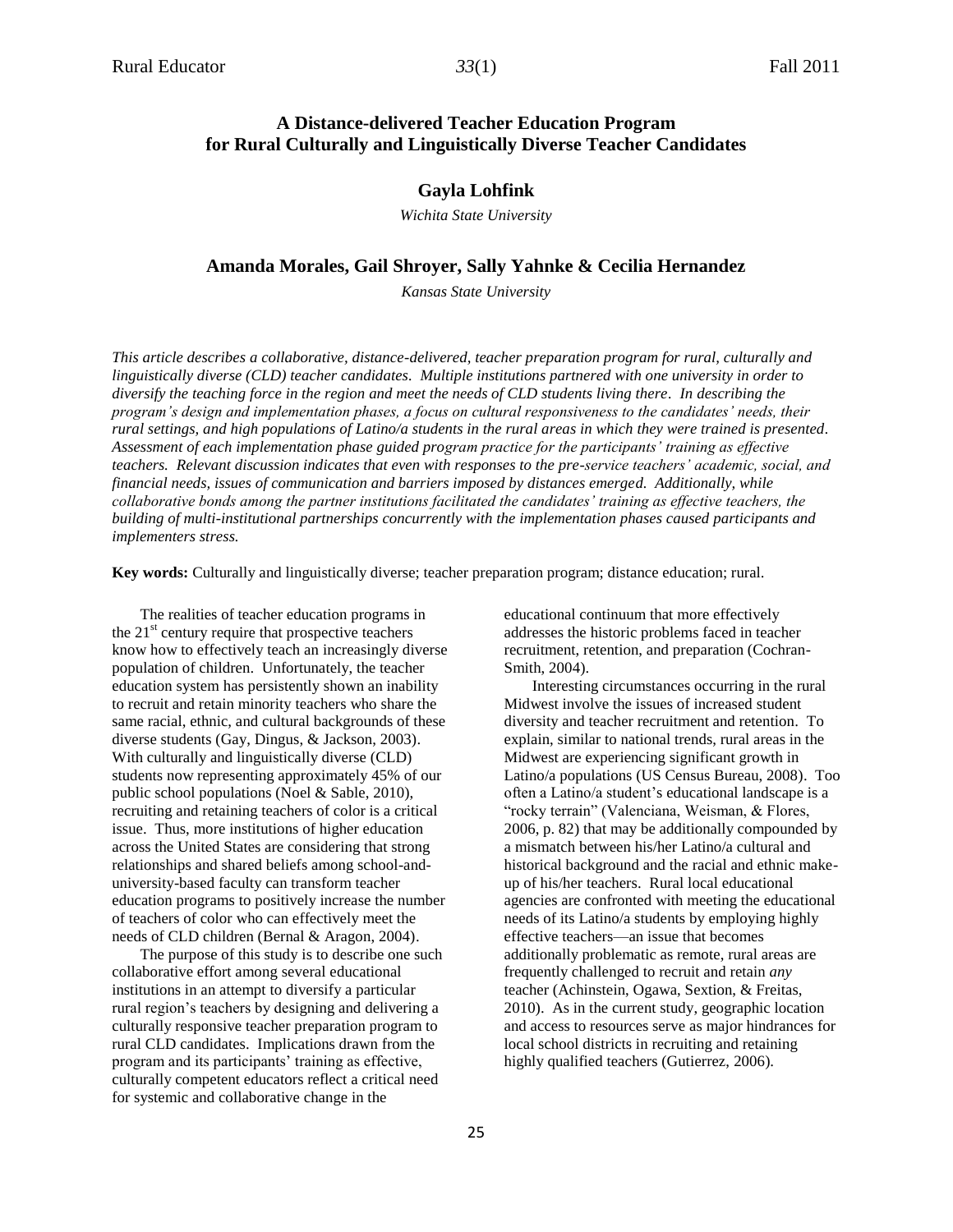# A Distance-delivered Teacher Education Program for Rural Culturally and Linguistically Diverse Teacher Candidates

**Gayla Lohfink**

*Wichita State University*

**Amanda Morales, Gail Shroyer, Sally Yahnke & Cecilia Hernandez**

*Kansas State University*

*This article describes a collaborative, distance-delivered, teacher preparation program for rural, culturally and linguistically diverse (CLD) teacher candidates. Multiple institutions partnered with one university in order to diversify the teaching force in the region and meet the needs of CLD students living there. In describing the program's design and implementation phases, a focus on cultural responsiveness to the candidates' needs, their rural settings, and high populations of Latino/a students in the rural areas in which they were trained is presented. Assessment of each implementation phase guided program practice for the participants' training as effective teachers. Relevant discussion indicates that even with responses to the pre-service teachers' academic, social, and financial needs, issues of communication and barriers imposed by distances emerged. Additionally, while collaborative bonds among the partner institutions facilitated the candidates' training as effective teachers, the building of multi-institutional partnerships concurrently with the implementation phases caused participants and implementers stress.*

**Key words:** Culturally and linguistically diverse; teacher preparation program; distance education; rural.

The realities of teacher education programs in the 21st century require that prospective teachers know how to effectively teach an increasingly diverse population of children. Unfortunately, the teacher education system has persistently shown an inability to recruit and retain minority teachers who share the same racial, ethnic, and cultural backgrounds of these diverse students (Gay, Dingus, & Jackson, 2003). With culturally and linguistically diverse (CLD) students now representing approximately 45% of our public school populations (Noel & Sable, 2010), recruiting and retaining teachers of color is a critical issue. Thus, more institutions of higher education across the United States are considering that strong relationships and shared beliefs among school-and-university-based faculty can transform teacher education programs to positively increase the number of teachers of color who can effectively meet the needs of CLD children (Bernal & Aragon, 2004).

The purpose of this study is to describe one such collaborative effort among several educational institutions in an attempt to diversify a particular rural region's teachers by designing and delivering a culturally responsive teacher preparation program to rural CLD candidates. Implications drawn from the program and its participants' training as effective, culturally competent educators reflect a critical need for systemic and collaborative change in the educational continuum that more effectively addresses the historic problems faced in teacher recruitment, retention, and preparation (Cochran-Smith, 2004).

Interesting circumstances occurring in the rural Midwest involve the issues of increased student diversity and teacher recruitment and retention. To explain, similar to national trends, rural areas in the Midwest are experiencing significant growth in Latino/a populations (US Census Bureau, 2008). Too often a Latino/a student's educational landscape is a "rocky terrain" (Valenciana, Weisman, & Flores, 2006, p. 82) that may be additionally compounded by a mismatch between his/her Latino/a cultural and historical background and the racial and ethnic make-up of his/her teachers. Rural local educational agencies are confronted with meeting the educational needs of its Latino/a students by employing highly effective teachers—an issue that becomes additionally problematic as remote, rural areas are frequently challenged to recruit and retain *any* teacher (Achinstein, Ogawa, Sextion, & Freitas, 2010). As in the current study, geographic location and access to resources serve as major hindrances for local school districts in recruiting and retaining highly qualified teachers (Gutierrez, 2006).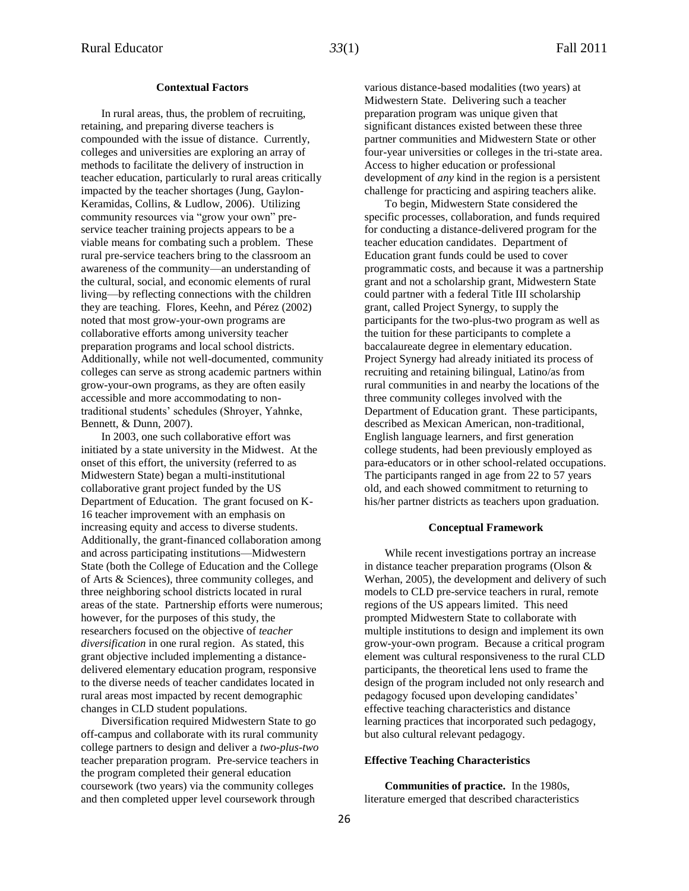## Contextual Factors

In rural areas, thus, the problem of recruiting, retaining, and preparing diverse teachers is compounded with the issue of distance. Currently, colleges and universities are exploring an array of methods to facilitate the delivery of instruction in teacher education, particularly to rural areas critically impacted by the teacher shortages (Jung, Gaylon-Keramidas, Collins, & Ludlow, 2006). Utilizing community resources via "grow your own" pre-service teacher training projects appears to be a viable means for combating such a problem. These rural pre-service teachers bring to the classroom an awareness of the community—an understanding of the cultural, social, and economic elements of rural living—by reflecting connections with the children they are teaching. Flores, Keehn, and Pérez (2002) noted that most grow-your-own programs are collaborative efforts among university teacher preparation programs and local school districts. Additionally, while not well-documented, community colleges can serve as strong academic partners within grow-your-own programs, as they are often easily accessible and more accommodating to non-traditional students' schedules (Shroyer, Yahnke, Bennett, & Dunn, 2007).

In 2003, one such collaborative effort was initiated by a state university in the Midwest. At the onset of this effort, the university (referred to as Midwestern State) began a multi-institutional collaborative grant project funded by the US Department of Education. The grant focused on K-16 teacher improvement with an emphasis on increasing equity and access to diverse students. Additionally, the grant-financed collaboration among and across participating institutions—Midwestern State (both the College of Education and the College of Arts & Sciences), three community colleges, and three neighboring school districts located in rural areas of the state. Partnership efforts were numerous; however, for the purposes of this study, the researchers focused on the objective of *teacher diversification* in one rural region. As stated, this grant objective included implementing a distance-delivered elementary education program, responsive to the diverse needs of teacher candidates located in rural areas most impacted by recent demographic changes in CLD student populations.

Diversification required Midwestern State to go off-campus and collaborate with its rural community college partners to design and deliver a *two-plus-two* teacher preparation program. Pre-service teachers in the program completed their general education coursework (two years) via the community colleges and then completed upper level coursework through various distance-based modalities (two years) at Midwestern State. Delivering such a teacher preparation program was unique given that significant distances existed between these three partner communities and Midwestern State or other four-year universities or colleges in the tri-state area. Access to higher education or professional development of *any* kind in the region is a persistent challenge for practicing and aspiring teachers alike.

To begin, Midwestern State considered the specific processes, collaboration, and funds required for conducting a distance-delivered program for the teacher education candidates. Department of Education grant funds could be used to cover programmatic costs, and because it was a partnership grant and not a scholarship grant, Midwestern State could partner with a federal Title III scholarship grant, called Project Synergy, to supply the participants for the two-plus-two program as well as the tuition for these participants to complete a baccalaureate degree in elementary education. Project Synergy had already initiated its process of recruiting and retaining bilingual, Latino/as from rural communities in and nearby the locations of the three community colleges involved with the Department of Education grant. These participants, described as Mexican American, non-traditional, English language learners, and first generation college students, had been previously employed as para-educators or in other school-related occupations. The participants ranged in age from 22 to 57 years old, and each showed commitment to returning to his/her partner districts as teachers upon graduation.

## Conceptual Framework

While recent investigations portray an increase in distance teacher preparation programs (Olson & Werhan, 2005), the development and delivery of such models to CLD pre-service teachers in rural, remote regions of the US appears limited. This need prompted Midwestern State to collaborate with multiple institutions to design and implement its own grow-your-own program. Because a critical program element was cultural responsiveness to the rural CLD participants, the theoretical lens used to frame the design of the program included not only research and pedagogy focused upon developing candidates' effective teaching characteristics and distance learning practices that incorporated such pedagogy, but also cultural relevant pedagogy.

### Effective Teaching Characteristics

**Communities of practice.** In the 1980s, literature emerged that described characteristics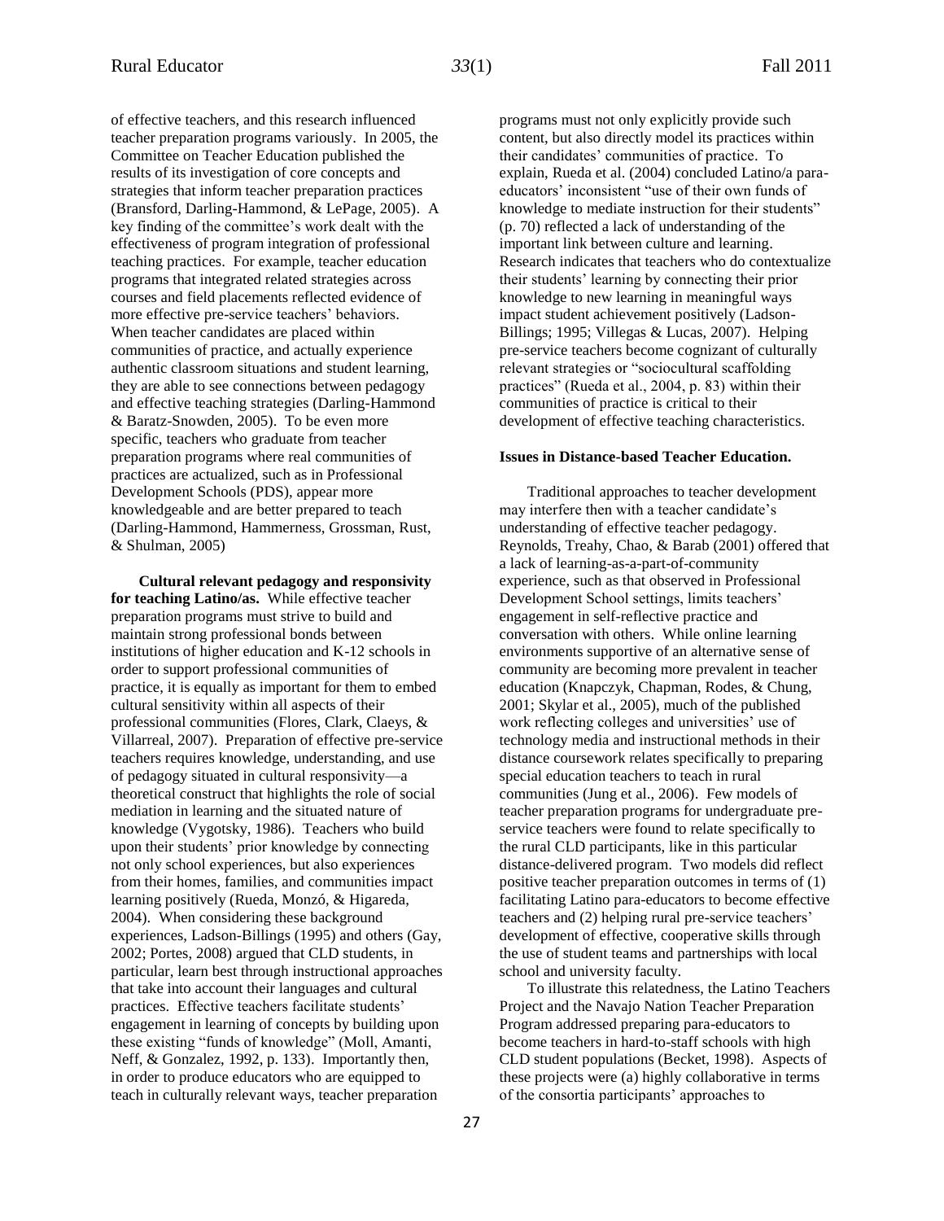of effective teachers, and this research influenced teacher preparation programs variously. In 2005, the Committee on Teacher Education published the results of its investigation of core concepts and strategies that inform teacher preparation practices (Bransford, Darling-Hammond, & LePage, 2005). A key finding of the committee's work dealt with the effectiveness of program integration of professional teaching practices. For example, teacher education programs that integrated related strategies across courses and field placements reflected evidence of more effective pre-service teachers' behaviors. When teacher candidates are placed within communities of practice, and actually experience authentic classroom situations and student learning, they are able to see connections between pedagogy and effective teaching strategies (Darling-Hammond & Baratz-Snowden, 2005). To be even more specific, teachers who graduate from teacher preparation programs where real communities of practices are actualized, such as in Professional Development Schools (PDS), appear more knowledgeable and are better prepared to teach (Darling-Hammond, Hammerness, Grossman, Rust, & Shulman, 2005)

**Cultural relevant pedagogy and responsivity for teaching Latino/as.** While effective teacher preparation programs must strive to build and maintain strong professional bonds between institutions of higher education and K-12 schools in order to support professional communities of practice, it is equally as important for them to embed cultural sensitivity within all aspects of their professional communities (Flores, Clark, Claeys, & Villarreal, 2007). Preparation of effective pre-service teachers requires knowledge, understanding, and use of pedagogy situated in cultural responsivity—a theoretical construct that highlights the role of social mediation in learning and the situated nature of knowledge (Vygotsky, 1986). Teachers who build upon their students' prior knowledge by connecting not only school experiences, but also experiences from their homes, families, and communities impact learning positively (Rueda, Monzó, & Higareda, 2004). When considering these background experiences, Ladson-Billings (1995) and others (Gay, 2002; Portes, 2008) argued that CLD students, in particular, learn best through instructional approaches that take into account their languages and cultural practices. Effective teachers facilitate students' engagement in learning of concepts by building upon these existing "funds of knowledge" (Moll, Amanti, Neff, & Gonzalez, 1992, p. 133). Importantly then, in order to produce educators who are equipped to teach in culturally relevant ways, teacher preparation programs must not only explicitly provide such content, but also directly model its practices within their candidates' communities of practice. To explain, Rueda et al. (2004) concluded Latino/a para-educators' inconsistent "use of their own funds of knowledge to mediate instruction for their students" (p. 70) reflected a lack of understanding of the important link between culture and learning. Research indicates that teachers who do contextualize their students' learning by connecting their prior knowledge to new learning in meaningful ways impact student achievement positively (Ladson-Billings; 1995; Villegas & Lucas, 2007). Helping pre-service teachers become cognizant of culturally relevant strategies or "sociocultural scaffolding practices" (Rueda et al., 2004, p. 83) within their communities of practice is critical to their development of effective teaching characteristics.

**Issues in Distance-based Teacher Education.**

Traditional approaches to teacher development may interfere then with a teacher candidate's understanding of effective teacher pedagogy. Reynolds, Treahy, Chao, & Barab (2001) offered that a lack of learning-as-a-part-of-community experience, such as that observed in Professional Development School settings, limits teachers' engagement in self-reflective practice and conversation with others. While online learning environments supportive of an alternative sense of community are becoming more prevalent in teacher education (Knapczyk, Chapman, Rodes, & Chung, 2001; Skylar et al., 2005), much of the published work reflecting colleges and universities' use of technology media and instructional methods in their distance coursework relates specifically to preparing special education teachers to teach in rural communities (Jung et al., 2006). Few models of teacher preparation programs for undergraduate pre-service teachers were found to relate specifically to the rural CLD participants, like in this particular distance-delivered program. Two models did reflect positive teacher preparation outcomes in terms of (1) facilitating Latino para-educators to become effective teachers and (2) helping rural pre-service teachers' development of effective, cooperative skills through the use of student teams and partnerships with local school and university faculty.

To illustrate this relatedness, the Latino Teachers Project and the Navajo Nation Teacher Preparation Program addressed preparing para-educators to become teachers in hard-to-staff schools with high CLD student populations (Becket, 1998). Aspects of these projects were (a) highly collaborative in terms of the consortia participants' approaches to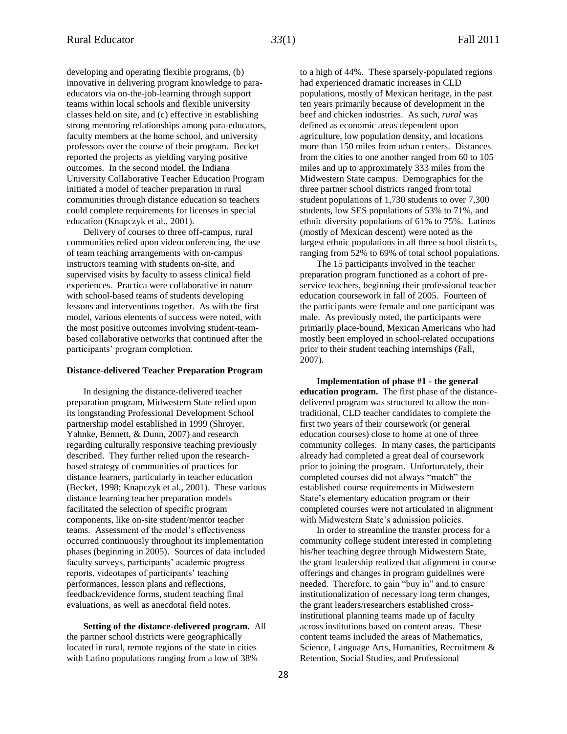developing and operating flexible programs, (b) innovative in delivering program knowledge to para-educators via on-the-job-learning through support teams within local schools and flexible university classes held on site, and (c) effective in establishing strong mentoring relationships among para-educators, faculty members at the home school, and university professors over the course of their program. Becket reported the projects as yielding varying positive outcomes. In the second model, the Indiana University Collaborative Teacher Education Program initiated a model of teacher preparation in rural communities through distance education so teachers could complete requirements for licenses in special education (Knapczyk et al., 2001).

Delivery of courses to three off-campus, rural communities relied upon videoconferencing, the use of team teaching arrangements with on-campus instructors teaming with students on-site, and supervised visits by faculty to assess clinical field experiences. Practica were collaborative in nature with school-based teams of students developing lessons and interventions together. As with the first model, various elements of success were noted, with the most positive outcomes involving student-team-based collaborative networks that continued after the participants' program completion.

**Distance-delivered Teacher Preparation Program**

In designing the distance-delivered teacher preparation program, Midwestern State relied upon its longstanding Professional Development School partnership model established in 1999 (Shroyer, Yahnke, Bennett, & Dunn, 2007) and research regarding culturally responsive teaching previously described. They further relied upon the research-based strategy of communities of practices for distance learners, particularly in teacher education (Becket, 1998; Knapczyk et al., 2001). These various distance learning teacher preparation models facilitated the selection of specific program components, like on-site student/mentor teacher teams. Assessment of the model's effectiveness occurred continuously throughout its implementation phases (beginning in 2005). Sources of data included faculty surveys, participants' academic progress reports, videotapes of participants' teaching performances, lesson plans and reflections, feedback/evidence forms, student teaching final evaluations, as well as anecdotal field notes.

**Setting of the distance-delivered program.** All the partner school districts were geographically located in rural, remote regions of the state in cities with Latino populations ranging from a low of 38% to a high of 44%. These sparsely-populated regions had experienced dramatic increases in CLD populations, mostly of Mexican heritage, in the past ten years primarily because of development in the beef and chicken industries. As such, *rural* was defined as economic areas dependent upon agriculture, low population density, and locations more than 150 miles from urban centers. Distances from the cities to one another ranged from 60 to 105 miles and up to approximately 333 miles from the Midwestern State campus. Demographics for the three partner school districts ranged from total student populations of 1,730 students to over 7,300 students, low SES populations of 53% to 71%, and ethnic diversity populations of 61% to 75%. Latinos (mostly of Mexican descent) were noted as the largest ethnic populations in all three school districts, ranging from 52% to 69% of total school populations.

The 15 participants involved in the teacher preparation program functioned as a cohort of pre-service teachers, beginning their professional teacher education coursework in fall of 2005. Fourteen of the participants were female and one participant was male. As previously noted, the participants were primarily place-bound, Mexican Americans who had mostly been employed in school-related occupations prior to their student teaching internships (Fall, 2007).

**Implementation of phase #1 - the general education program.** The first phase of the distance-delivered program was structured to allow the non-traditional, CLD teacher candidates to complete the first two years of their coursework (or general education courses) close to home at one of three community colleges. In many cases, the participants already had completed a great deal of coursework prior to joining the program. Unfortunately, their completed courses did not always "match" the established course requirements in Midwestern State's elementary education program or their completed courses were not articulated in alignment with Midwestern State's admission policies.

In order to streamline the transfer process for a community college student interested in completing his/her teaching degree through Midwestern State, the grant leadership realized that alignment in course offerings and changes in program guidelines were needed. Therefore, to gain "buy in" and to ensure institutionalization of necessary long term changes, the grant leaders/researchers established cross-institutional planning teams made up of faculty across institutions based on content areas. These content teams included the areas of Mathematics, Science, Language Arts, Humanities, Recruitment & Retention, Social Studies, and Professional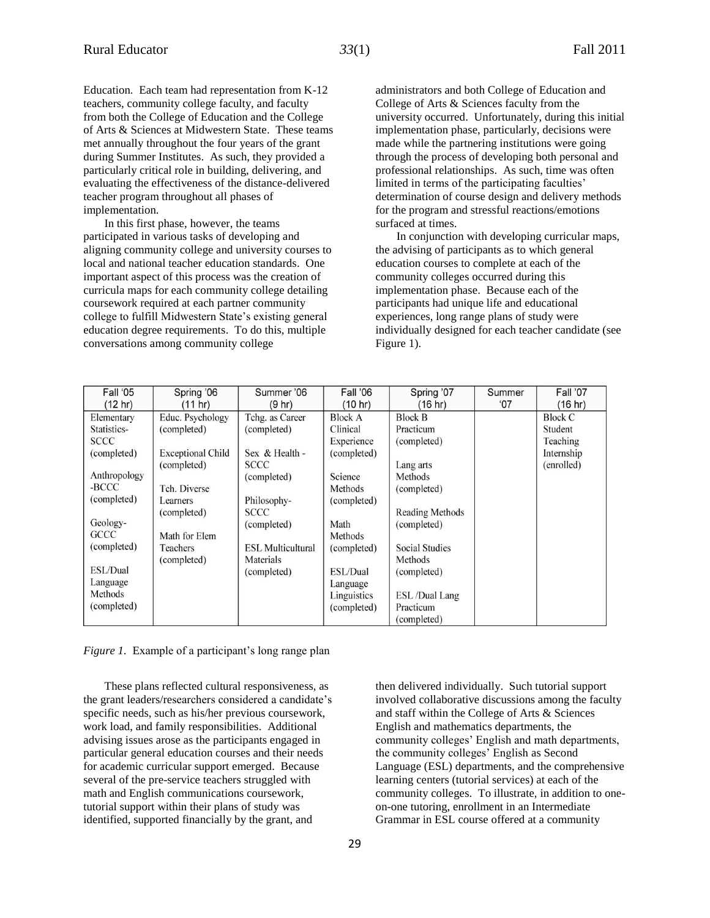Education. Each team had representation from K-12 teachers, community college faculty, and faculty from both the College of Education and the College of Arts & Sciences at Midwestern State. These teams met annually throughout the four years of the grant during Summer Institutes. As such, they provided a particularly critical role in building, delivering, and evaluating the effectiveness of the distance-delivered teacher program throughout all phases of implementation.

In this first phase, however, the teams participated in various tasks of developing and aligning community college and university courses to local and national teacher education standards. One important aspect of this process was the creation of curricula maps for each community college detailing coursework required at each partner community college to fulfill Midwestern State's existing general education degree requirements. To do this, multiple conversations among community college administrators and both College of Education and College of Arts & Sciences faculty from the university occurred. Unfortunately, during this initial implementation phase, particularly, decisions were made while the partnering institutions were going through the process of developing both personal and professional relationships. As such, time was often limited in terms of the participating faculties' determination of course design and delivery methods for the program and stressful reactions/emotions surfaced at times.

In conjunction with developing curricular maps, the advising of participants as to which general education courses to complete at each of the community colleges occurred during this implementation phase. Because each of the participants had unique life and educational experiences, long range plans of study were individually designed for each teacher candidate (see Figure 1).

| Fall '05 (12 hr) | Spring '06 (11 hr) | Summer '06 (9 hr) | Fall '06 (10 hr) | Spring '07 (16 hr) | Summer '07 | Fall '07 (16 hr) |
|---|---|---|---|---|---|---|
| Elementary Statistics-SCCC (completed)<br><br>Anthropology -BCCC (completed)<br><br>Geology-GCCC (completed)<br><br>ESL/Dual Language Methods (completed) | Educ. Psychology (completed)<br><br>Exceptional Child (completed)<br><br>Tch. Diverse Learners (completed)<br><br>Math for Elem Teachers (completed) | Tchg. as Career (completed)<br><br>Sex & Health - SCCC (completed)<br><br>Philosophy-SCCC (completed)<br><br>ESL Multicultural Materials (completed) | Block A Clinical Experience (completed)<br><br>Science Methods (completed)<br><br>Math Methods (completed)<br><br>ESL/Dual Language Linguistics (completed) | Block B Practicum (completed)<br><br>Lang arts Methods (completed)<br><br>Reading Methods (completed)<br><br>Social Studies Methods (completed)<br><br>ESL /Dual Lang Practicum (completed) | | Block C Student Teaching Internship (enrolled) |

*Figure 1.* Example of a participant's long range plan

These plans reflected cultural responsiveness, as the grant leaders/researchers considered a candidate's specific needs, such as his/her previous coursework, work load, and family responsibilities. Additional advising issues arose as the participants engaged in particular general education courses and their needs for academic curricular support emerged. Because several of the pre-service teachers struggled with math and English communications coursework, tutorial support within their plans of study was identified, supported financially by the grant, and then delivered individually. Such tutorial support involved collaborative discussions among the faculty and staff within the College of Arts & Sciences English and mathematics departments, the community colleges' English and math departments, the community colleges' English as Second Language (ESL) departments, and the comprehensive learning centers (tutorial services) at each of the community colleges. To illustrate, in addition to one-on-one tutoring, enrollment in an Intermediate Grammar in ESL course offered at a community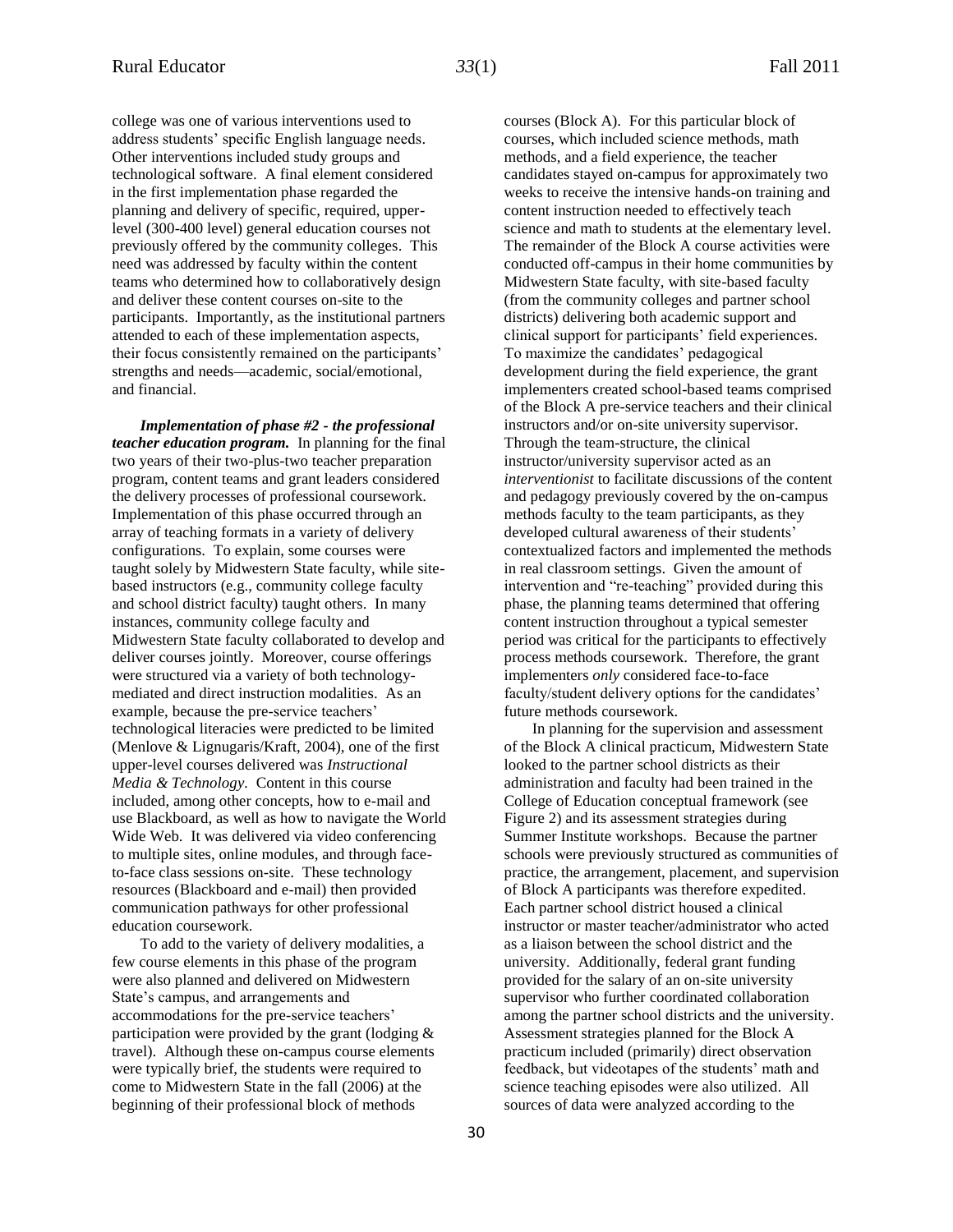college was one of various interventions used to address students' specific English language needs. Other interventions included study groups and technological software. A final element considered in the first implementation phase regarded the planning and delivery of specific, required, upper-level (300-400 level) general education courses not previously offered by the community colleges. This need was addressed by faculty within the content teams who determined how to collaboratively design and deliver these content courses on-site to the participants. Importantly, as the institutional partners attended to each of these implementation aspects, their focus consistently remained on the participants' strengths and needs—academic, social/emotional, and financial.

***Implementation of phase #2 - the professional teacher education program.*** In planning for the final two years of their two-plus-two teacher preparation program, content teams and grant leaders considered the delivery processes of professional coursework. Implementation of this phase occurred through an array of teaching formats in a variety of delivery configurations. To explain, some courses were taught solely by Midwestern State faculty, while site-based instructors (e.g., community college faculty and school district faculty) taught others. In many instances, community college faculty and Midwestern State faculty collaborated to develop and deliver courses jointly. Moreover, course offerings were structured via a variety of both technology-mediated and direct instruction modalities. As an example, because the pre-service teachers' technological literacies were predicted to be limited (Menlove & Lignugaris/Kraft, 2004), one of the first upper-level courses delivered was *Instructional Media & Technology.* Content in this course included, among other concepts, how to e-mail and use Blackboard, as well as how to navigate the World Wide Web. It was delivered via video conferencing to multiple sites, online modules, and through face-to-face class sessions on-site. These technology resources (Blackboard and e-mail) then provided communication pathways for other professional education coursework.

To add to the variety of delivery modalities, a few course elements in this phase of the program were also planned and delivered on Midwestern State's campus, and arrangements and accommodations for the pre-service teachers' participation were provided by the grant (lodging & travel). Although these on-campus course elements were typically brief, the students were required to come to Midwestern State in the fall (2006) at the beginning of their professional block of methods courses (Block A). For this particular block of courses, which included science methods, math methods, and a field experience, the teacher candidates stayed on-campus for approximately two weeks to receive the intensive hands-on training and content instruction needed to effectively teach science and math to students at the elementary level. The remainder of the Block A course activities were conducted off-campus in their home communities by Midwestern State faculty, with site-based faculty (from the community colleges and partner school districts) delivering both academic support and clinical support for participants' field experiences. To maximize the candidates' pedagogical development during the field experience, the grant implementers created school-based teams comprised of the Block A pre-service teachers and their clinical instructors and/or on-site university supervisor. Through the team-structure, the clinical instructor/university supervisor acted as an *interventionist* to facilitate discussions of the content and pedagogy previously covered by the on-campus methods faculty to the team participants, as they developed cultural awareness of their students' contextualized factors and implemented the methods in real classroom settings. Given the amount of intervention and "re-teaching" provided during this phase, the planning teams determined that offering content instruction throughout a typical semester period was critical for the participants to effectively process methods coursework. Therefore, the grant implementers *only* considered face-to-face faculty/student delivery options for the candidates' future methods coursework.

In planning for the supervision and assessment of the Block A clinical practicum, Midwestern State looked to the partner school districts as their administration and faculty had been trained in the College of Education conceptual framework (see Figure 2) and its assessment strategies during Summer Institute workshops. Because the partner schools were previously structured as communities of practice, the arrangement, placement, and supervision of Block A participants was therefore expedited. Each partner school district housed a clinical instructor or master teacher/administrator who acted as a liaison between the school district and the university. Additionally, federal grant funding provided for the salary of an on-site university supervisor who further coordinated collaboration among the partner school districts and the university. Assessment strategies planned for the Block A practicum included (primarily) direct observation feedback, but videotapes of the students' math and science teaching episodes were also utilized. All sources of data were analyzed according to the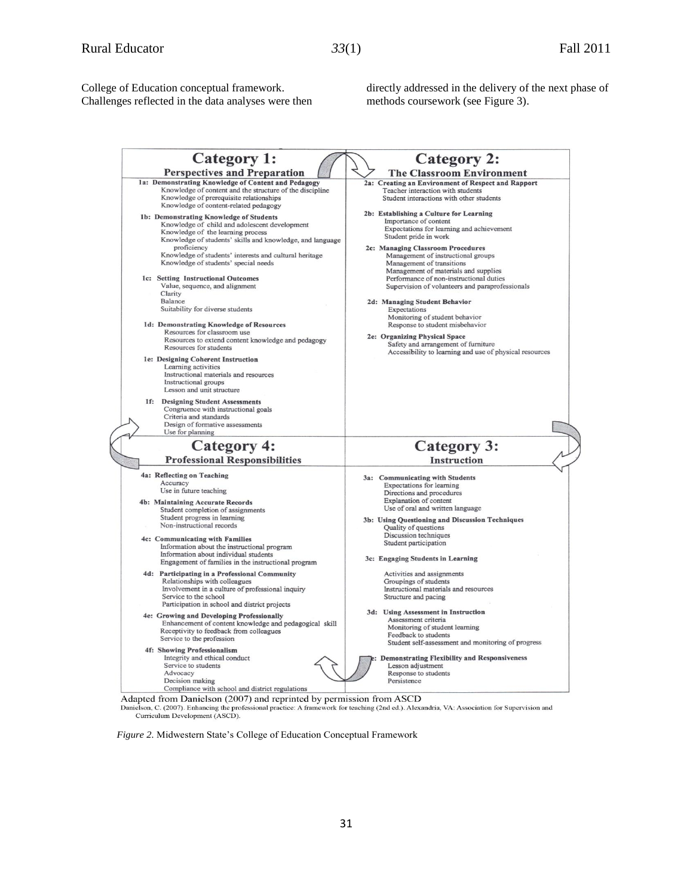College of Education conceptual framework. Challenges reflected in the data analyses were then directly addressed in the delivery of the next phase of methods coursework (see Figure 3).

## Category 1: Perspectives and Preparation

**1a: Demonstrating Knowledge of Content and Pedagogy**
- Knowledge of content and the structure of the discipline
- Knowledge of prerequisite relationships
- Knowledge of content-related pedagogy

**1b: Demonstrating Knowledge of Students**
- Knowledge of child and adolescent development
- Knowledge of the learning process
- Knowledge of students' skills and knowledge, and language proficiency
- Knowledge of students' interests and cultural heritage
- Knowledge of students' special needs

**1c: Setting Instructional Outcomes**
- Value, sequence, and alignment
- Clarity
- Balance
- Suitability for diverse students

**1d: Demonstrating Knowledge of Resources**
- Resources for classroom use
- Resources to extend content knowledge and pedagogy
- Resources for students

**1e: Designing Coherent Instruction**
- Learning activities
- Instructional materials and resources
- Instructional groups
- Lesson and unit structure

**1f: Designing Student Assessments**
- Congruence with instructional goals
- Criteria and standards
- Design of formative assessments
- Use for planning

## Category 2: The Classroom Environment

**2a: Creating an Environment of Respect and Rapport**
- Teacher interaction with students
- Student interactions with other students

**2b: Establishing a Culture for Learning**
- Importance of content
- Expectations for learning and achievement
- Student pride in work

**2c: Managing Classroom Procedures**
- Management of instructional groups
- Management of transitions
- Management of materials and supplies
- Performance of non-instructional duties
- Supervision of volunteers and paraprofessionals

**2d: Managing Student Behavior**
- Expectations
- Monitoring of student behavior
- Response to student misbehavior

**2e: Organizing Physical Space**
- Safety and arrangement of furniture
- Accessibility to learning and use of physical resources

## Category 3: Instruction

**3a: Communicating with Students**
- Expectations for learning
- Directions and procedures
- Explanation of content
- Use of oral and written language

**3b: Using Questioning and Discussion Techniques**
- Quality of questions
- Discussion techniques
- Student participation

**3c: Engaging Students in Learning**
- Activities and assignments
- Groupings of students
- Instructional materials and resources
- Structure and pacing

**3d: Using Assessment in Instruction**
- Assessment criteria
- Monitoring of student learning
- Feedback to students
- Student self-assessment and monitoring of progress

**3e: Demonstrating Flexibility and Responsiveness**
- Lesson adjustment
- Response to students
- Persistence

## Category 4: Professional Responsibilities

**4a: Reflecting on Teaching**
- Accuracy
- Use in future teaching

**4b: Maintaining Accurate Records**
- Student completion of assignments
- Student progress in learning
- Non-instructional records

**4c: Communicating with Families**
- Information about the instructional program
- Information about individual students
- Engagement of families in the instructional program

**4d: Participating in a Professional Community**
- Relationships with colleagues
- Involvement in a culture of professional inquiry
- Service to the school
- Participation in school and district projects

**4e: Growing and Developing Professionally**
- Enhancement of content knowledge and pedagogical skill
- Receptivity to feedback from colleagues
- Service to the profession

**4f: Showing Professionalism**
- Integrity and ethical conduct
- Service to students
- Advocacy
- Decision making
- Compliance with school and district regulations

Adapted from Danielson (2007) and reprinted by permission from ASCD
Danielson, C. (2007). Enhancing the professional practice: A framework for teaching (2nd ed.). Alexandria, VA: Association for Supervision and Curriculum Development (ASCD).

*Figure 2.* Midwestern State's College of Education Conceptual Framework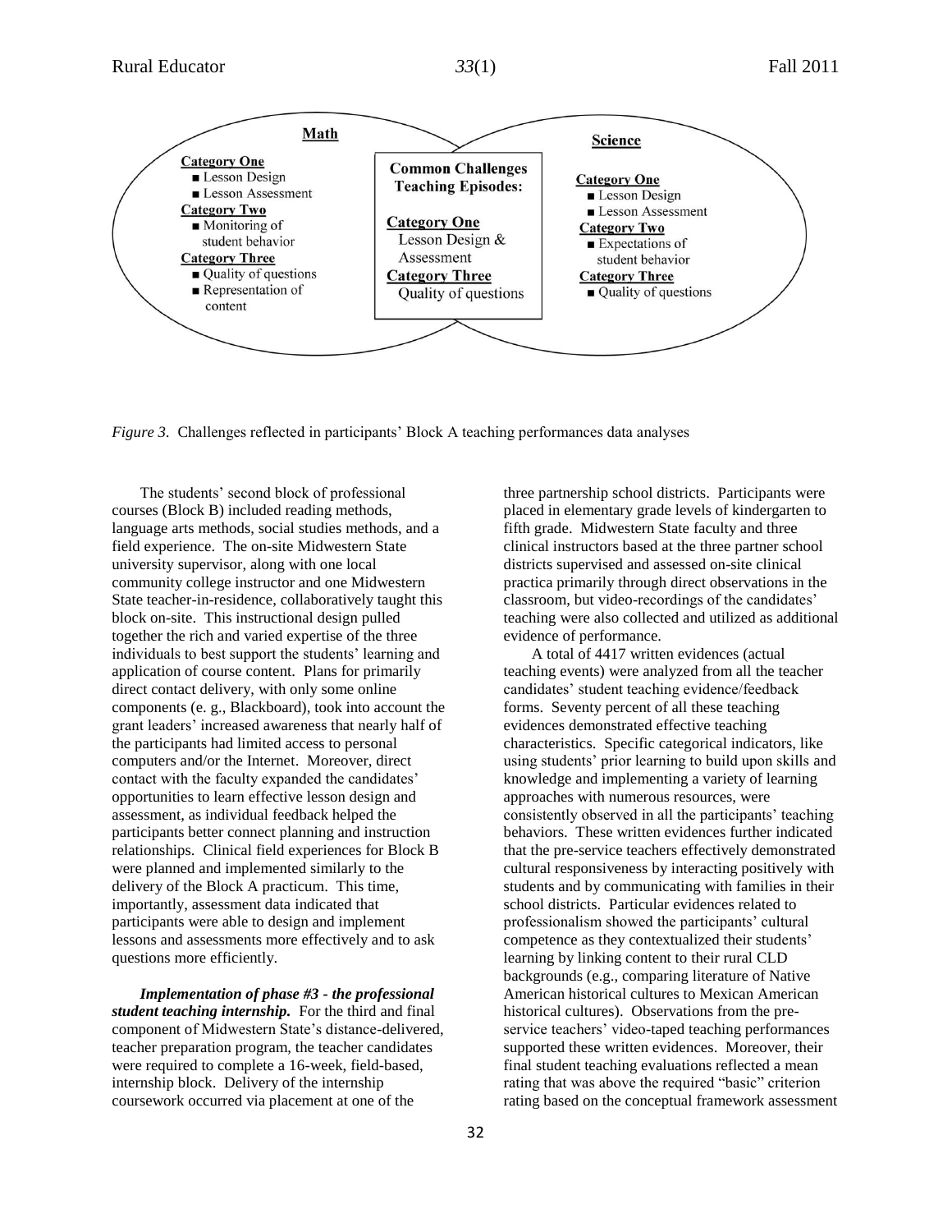**Math**

**Category One**
- Lesson Design
- Lesson Assessment

**Category Two**
- Monitoring of student behavior

**Category Three**
- Quality of questions
- Representation of content

**Common Challenges Teaching Episodes:**

**Category One**
Lesson Design & Assessment

**Category Three**
Quality of questions

**Science**

**Category One**
- Lesson Design
- Lesson Assessment

**Category Two**
- Expectations of student behavior

**Category Three**
- Quality of questions

*Figure 3*. Challenges reflected in participants' Block A teaching performances data analyses

The students' second block of professional courses (Block B) included reading methods, language arts methods, social studies methods, and a field experience. The on-site Midwestern State university supervisor, along with one local community college instructor and one Midwestern State teacher-in-residence, collaboratively taught this block on-site. This instructional design pulled together the rich and varied expertise of the three individuals to best support the students' learning and application of course content. Plans for primarily direct contact delivery, with only some online components (e. g., Blackboard), took into account the grant leaders' increased awareness that nearly half of the participants had limited access to personal computers and/or the Internet. Moreover, direct contact with the faculty expanded the candidates' opportunities to learn effective lesson design and assessment, as individual feedback helped the participants better connect planning and instruction relationships. Clinical field experiences for Block B were planned and implemented similarly to the delivery of the Block A practicum. This time, importantly, assessment data indicated that participants were able to design and implement lessons and assessments more effectively and to ask questions more efficiently.

***Implementation of phase #3 - the professional student teaching internship.*** For the third and final component of Midwestern State's distance-delivered, teacher preparation program, the teacher candidates were required to complete a 16-week, field-based, internship block. Delivery of the internship coursework occurred via placement at one of the three partnership school districts. Participants were placed in elementary grade levels of kindergarten to fifth grade. Midwestern State faculty and three clinical instructors based at the three partner school districts supervised and assessed on-site clinical practica primarily through direct observations in the classroom, but video-recordings of the candidates' teaching were also collected and utilized as additional evidence of performance.

A total of 4417 written evidences (actual teaching events) were analyzed from all the teacher candidates' student teaching evidence/feedback forms. Seventy percent of all these teaching evidences demonstrated effective teaching characteristics. Specific categorical indicators, like using students' prior learning to build upon skills and knowledge and implementing a variety of learning approaches with numerous resources, were consistently observed in all the participants' teaching behaviors. These written evidences further indicated that the pre-service teachers effectively demonstrated cultural responsiveness by interacting positively with students and by communicating with families in their school districts. Particular evidences related to professionalism showed the participants' cultural competence as they contextualized their students' learning by linking content to their rural CLD backgrounds (e.g., comparing literature of Native American historical cultures to Mexican American historical cultures). Observations from the pre-service teachers' video-taped teaching performances supported these written evidences. Moreover, their final student teaching evaluations reflected a mean rating that was above the required "basic" criterion rating based on the conceptual framework assessment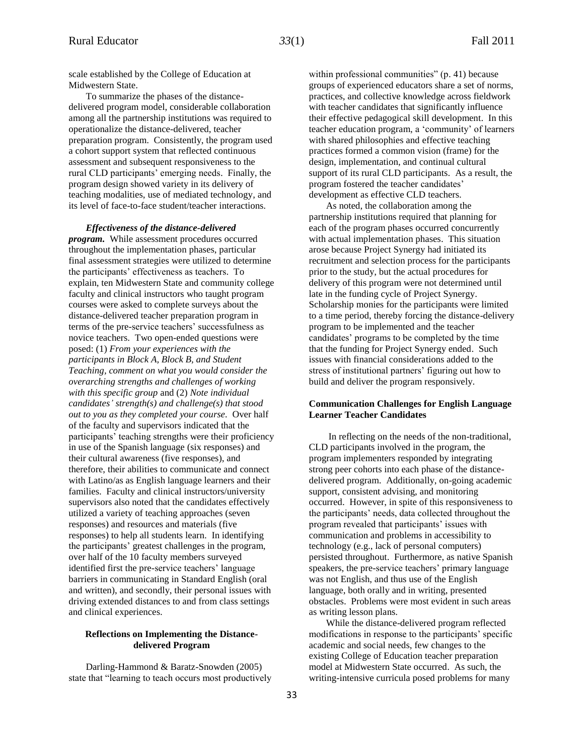scale established by the College of Education at Midwestern State.

To summarize the phases of the distance-delivered program model, considerable collaboration among all the partnership institutions was required to operationalize the distance-delivered, teacher preparation program. Consistently, the program used a cohort support system that reflected continuous assessment and subsequent responsiveness to the rural CLD participants' emerging needs. Finally, the program design showed variety in its delivery of teaching modalities, use of mediated technology, and its level of face-to-face student/teacher interactions.

***Effectiveness of the distance-delivered program.*** While assessment procedures occurred throughout the implementation phases, particular final assessment strategies were utilized to determine the participants' effectiveness as teachers. To explain, ten Midwestern State and community college faculty and clinical instructors who taught program courses were asked to complete surveys about the distance-delivered teacher preparation program in terms of the pre-service teachers' successfulness as novice teachers. Two open-ended questions were posed: (1) *From your experiences with the participants in Block A, Block B, and Student Teaching, comment on what you would consider the overarching strengths and challenges of working with this specific group* and (2) *Note individual candidates' strength(s) and challenge(s) that stood out to you as they completed your course*. Over half of the faculty and supervisors indicated that the participants' teaching strengths were their proficiency in use of the Spanish language (six responses) and their cultural awareness (five responses), and therefore, their abilities to communicate and connect with Latino/as as English language learners and their families. Faculty and clinical instructors/university supervisors also noted that the candidates effectively utilized a variety of teaching approaches (seven responses) and resources and materials (five responses) to help all students learn. In identifying the participants' greatest challenges in the program, over half of the 10 faculty members surveyed identified first the pre-service teachers' language barriers in communicating in Standard English (oral and written), and secondly, their personal issues with driving extended distances to and from class settings and clinical experiences.

## Reflections on Implementing the Distance-delivered Program

Darling-Hammond & Baratz-Snowden (2005) state that "learning to teach occurs most productively within professional communities" (p. 41) because groups of experienced educators share a set of norms, practices, and collective knowledge across fieldwork with teacher candidates that significantly influence their effective pedagogical skill development. In this teacher education program, a 'community' of learners with shared philosophies and effective teaching practices formed a common vision (frame) for the design, implementation, and continual cultural support of its rural CLD participants. As a result, the program fostered the teacher candidates' development as effective CLD teachers.

As noted, the collaboration among the partnership institutions required that planning for each of the program phases occurred concurrently with actual implementation phases. This situation arose because Project Synergy had initiated its recruitment and selection process for the participants prior to the study, but the actual procedures for delivery of this program were not determined until late in the funding cycle of Project Synergy. Scholarship monies for the participants were limited to a time period, thereby forcing the distance-delivery program to be implemented and the teacher candidates' programs to be completed by the time that the funding for Project Synergy ended. Such issues with financial considerations added to the stress of institutional partners' figuring out how to build and deliver the program responsively.

## Communication Challenges for English Language Learner Teacher Candidates

In reflecting on the needs of the non-traditional, CLD participants involved in the program, the program implementers responded by integrating strong peer cohorts into each phase of the distance-delivered program. Additionally, on-going academic support, consistent advising, and monitoring occurred. However, in spite of this responsiveness to the participants' needs, data collected throughout the program revealed that participants' issues with communication and problems in accessibility to technology (e.g., lack of personal computers) persisted throughout. Furthermore, as native Spanish speakers, the pre-service teachers' primary language was not English, and thus use of the English language, both orally and in writing, presented obstacles. Problems were most evident in such areas as writing lesson plans.

While the distance-delivered program reflected modifications in response to the participants' specific academic and social needs, few changes to the existing College of Education teacher preparation model at Midwestern State occurred. As such, the writing-intensive curricula posed problems for many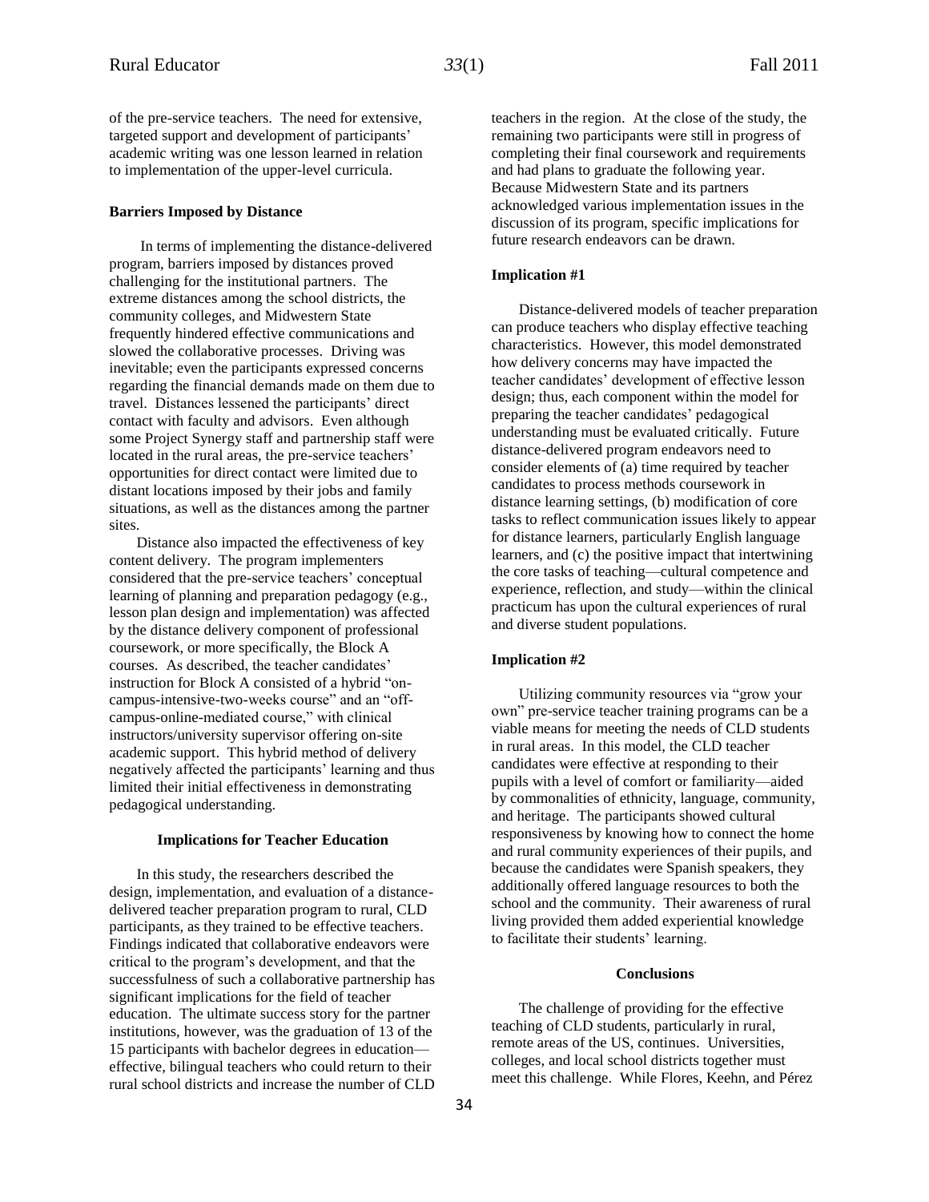of the pre-service teachers. The need for extensive, targeted support and development of participants' academic writing was one lesson learned in relation to implementation of the upper-level curricula.

**Barriers Imposed by Distance**

In terms of implementing the distance-delivered program, barriers imposed by distances proved challenging for the institutional partners. The extreme distances among the school districts, the community colleges, and Midwestern State frequently hindered effective communications and slowed the collaborative processes. Driving was inevitable; even the participants expressed concerns regarding the financial demands made on them due to travel. Distances lessened the participants' direct contact with faculty and advisors. Even although some Project Synergy staff and partnership staff were located in the rural areas, the pre-service teachers' opportunities for direct contact were limited due to distant locations imposed by their jobs and family situations, as well as the distances among the partner sites.

Distance also impacted the effectiveness of key content delivery. The program implementers considered that the pre-service teachers' conceptual learning of planning and preparation pedagogy (e.g., lesson plan design and implementation) was affected by the distance delivery component of professional coursework, or more specifically, the Block A courses. As described, the teacher candidates' instruction for Block A consisted of a hybrid "on-campus-intensive-two-weeks course" and an "off-campus-online-mediated course," with clinical instructors/university supervisor offering on-site academic support. This hybrid method of delivery negatively affected the participants' learning and thus limited their initial effectiveness in demonstrating pedagogical understanding.

## Implications for Teacher Education

In this study, the researchers described the design, implementation, and evaluation of a distance-delivered teacher preparation program to rural, CLD participants, as they trained to be effective teachers. Findings indicated that collaborative endeavors were critical to the program's development, and that the successfulness of such a collaborative partnership has significant implications for the field of teacher education. The ultimate success story for the partner institutions, however, was the graduation of 13 of the 15 participants with bachelor degrees in education—effective, bilingual teachers who could return to their rural school districts and increase the number of CLD teachers in the region. At the close of the study, the remaining two participants were still in progress of completing their final coursework and requirements and had plans to graduate the following year. Because Midwestern State and its partners acknowledged various implementation issues in the discussion of its program, specific implications for future research endeavors can be drawn.

**Implication #1**

Distance-delivered models of teacher preparation can produce teachers who display effective teaching characteristics. However, this model demonstrated how delivery concerns may have impacted the teacher candidates' development of effective lesson design; thus, each component within the model for preparing the teacher candidates' pedagogical understanding must be evaluated critically. Future distance-delivered program endeavors need to consider elements of (a) time required by teacher candidates to process methods coursework in distance learning settings, (b) modification of core tasks to reflect communication issues likely to appear for distance learners, particularly English language learners, and (c) the positive impact that intertwining the core tasks of teaching—cultural competence and experience, reflection, and study—within the clinical practicum has upon the cultural experiences of rural and diverse student populations.

**Implication #2**

Utilizing community resources via "grow your own" pre-service teacher training programs can be a viable means for meeting the needs of CLD students in rural areas. In this model, the CLD teacher candidates were effective at responding to their pupils with a level of comfort or familiarity—aided by commonalities of ethnicity, language, community, and heritage. The participants showed cultural responsiveness by knowing how to connect the home and rural community experiences of their pupils, and because the candidates were Spanish speakers, they additionally offered language resources to both the school and the community. Their awareness of rural living provided them added experiential knowledge to facilitate their students' learning.

## Conclusions

The challenge of providing for the effective teaching of CLD students, particularly in rural, remote areas of the US, continues. Universities, colleges, and local school districts together must meet this challenge. While Flores, Keehn, and Pérez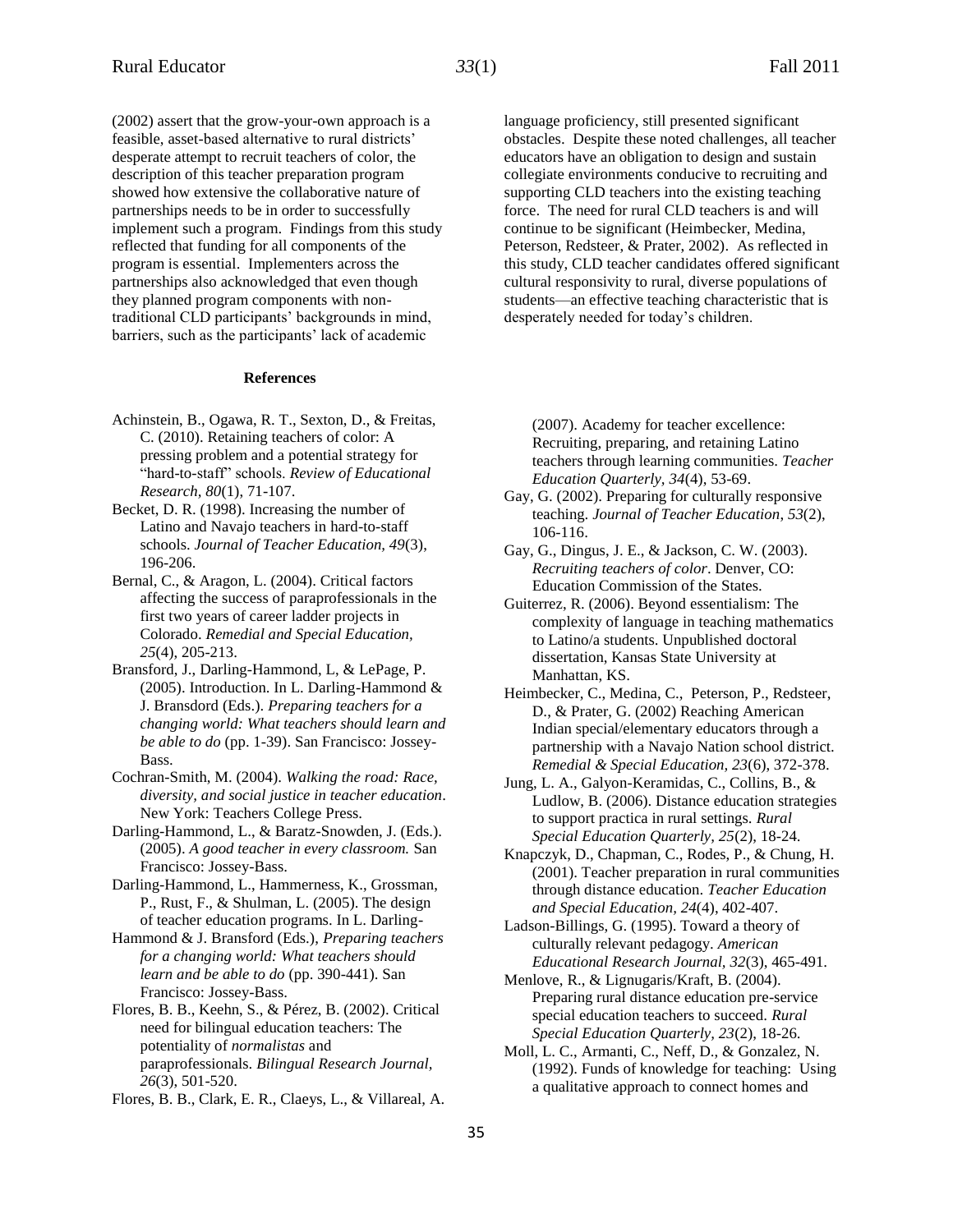(2002) assert that the grow-your-own approach is a feasible, asset-based alternative to rural districts' desperate attempt to recruit teachers of color, the description of this teacher preparation program showed how extensive the collaborative nature of partnerships needs to be in order to successfully implement such a program. Findings from this study reflected that funding for all components of the program is essential. Implementers across the partnerships also acknowledged that even though they planned program components with non-traditional CLD participants' backgrounds in mind, barriers, such as the participants' lack of academic language proficiency, still presented significant obstacles. Despite these noted challenges, all teacher educators have an obligation to design and sustain collegiate environments conducive to recruiting and supporting CLD teachers into the existing teaching force. The need for rural CLD teachers is and will continue to be significant (Heimbecker, Medina, Peterson, Redsteer, & Prater, 2002). As reflected in this study, CLD teacher candidates offered significant cultural responsivity to rural, diverse populations of students—an effective teaching characteristic that is desperately needed for today's children.

## References

Achinstein, B., Ogawa, R. T., Sexton, D., & Freitas, C. (2010). Retaining teachers of color: A pressing problem and a potential strategy for "hard-to-staff" schools. *Review of Educational Research, 80*(1), 71-107.

Becket, D. R. (1998). Increasing the number of Latino and Navajo teachers in hard-to-staff schools. *Journal of Teacher Education, 49*(3), 196-206.

Bernal, C., & Aragon, L. (2004). Critical factors affecting the success of paraprofessionals in the first two years of career ladder projects in Colorado. *Remedial and Special Education, 25*(4), 205-213.

Bransford, J., Darling-Hammond, L, & LePage, P. (2005). Introduction. In L. Darling-Hammond & J. Bransdord (Eds.). *Preparing teachers for a changing world: What teachers should learn and be able to do* (pp. 1-39). San Francisco: Jossey-Bass.

Cochran-Smith, M. (2004). *Walking the road: Race, diversity, and social justice in teacher education*. New York: Teachers College Press.

Darling-Hammond, L., & Baratz-Snowden, J. (Eds.). (2005). *A good teacher in every classroom.* San Francisco: Jossey-Bass.

Darling-Hammond, L., Hammerness, K., Grossman, P., Rust, F., & Shulman, L. (2005). The design of teacher education programs. In L. Darling-Hammond & J. Bransford (Eds.), *Preparing teachers for a changing world: What teachers should learn and be able to do* (pp. 390-441). San Francisco: Jossey-Bass.

Flores, B. B., Keehn, S., & Pérez, B. (2002). Critical need for bilingual education teachers: The potentiality of *normalistas* and paraprofessionals. *Bilingual Research Journal, 26*(3), 501-520.

Flores, B. B., Clark, E. R., Claeys, L., & Villareal, A. (2007). Academy for teacher excellence: Recruiting, preparing, and retaining Latino teachers through learning communities. *Teacher Education Quarterly, 34*(4), 53-69.

Gay, G. (2002). Preparing for culturally responsive teaching. *Journal of Teacher Education, 53*(2), 106-116.

Gay, G., Dingus, J. E., & Jackson, C. W. (2003). *Recruiting teachers of color*. Denver, CO: Education Commission of the States.

Guiterrez, R. (2006). Beyond essentialism: The complexity of language in teaching mathematics to Latino/a students. Unpublished doctoral dissertation, Kansas State University at Manhattan, KS.

Heimbecker, C., Medina, C., Peterson, P., Redsteer, D., & Prater, G. (2002) Reaching American Indian special/elementary educators through a partnership with a Navajo Nation school district. *Remedial & Special Education, 23*(6), 372-378.

Jung, L. A., Galyon-Keramidas, C., Collins, B., & Ludlow, B. (2006). Distance education strategies to support practica in rural settings. *Rural Special Education Quarterly, 25*(2), 18-24.

Knapczyk, D., Chapman, C., Rodes, P., & Chung, H. (2001). Teacher preparation in rural communities through distance education. *Teacher Education and Special Education, 24*(4), 402-407.

Ladson-Billings, G. (1995). Toward a theory of culturally relevant pedagogy. *American Educational Research Journal, 32*(3), 465-491.

Menlove, R., & Lignugaris/Kraft, B. (2004). Preparing rural distance education pre-service special education teachers to succeed. *Rural Special Education Quarterly, 23*(2), 18-26.

Moll, L. C., Armanti, C., Neff, D., & Gonzalez, N. (1992). Funds of knowledge for teaching: Using a qualitative approach to connect homes and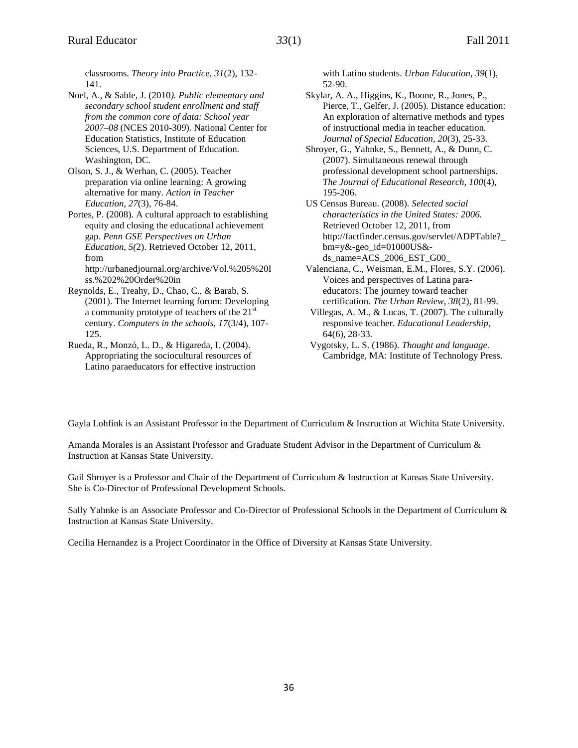classrooms. *Theory into Practice, 31*(2), 132-141.

Noel, A., & Sable, J. (2010*). Public elementary and secondary school student enrollment and staff from the common core of data: School year 2007–08* (NCES 2010-309). National Center for Education Statistics, Institute of Education Sciences, U.S. Department of Education. Washington, DC.

Olson, S. J., & Werhan, C. (2005). Teacher preparation via online learning: A growing alternative for many. *Action in Teacher Education, 27*(3), 76-84.

Portes, P. (2008). A cultural approach to establishing equity and closing the educational achievement gap. *Penn GSE Perspectives on Urban Education, 5(*2). Retrieved October 12, 2011, from http://urbanedjournal.org/archive/Vol.%205%20Iss.%202%20Order%20in

Reynolds, E., Treahy, D., Chao, C., & Barab, S. (2001). The Internet learning forum: Developing a community prototype of teachers of the 21st century. *Computers in the schools, 17*(3/4), 107-125.

Rueda, R., Monzó, L. D., & Higareda, I. (2004). Appropriating the sociocultural resources of Latino paraeducators for effective instruction with Latino students. *Urban Education, 39*(1), 52-90.

Skylar, A. A., Higgins, K., Boone, R., Jones, P., Pierce, T., Gelfer, J. (2005). Distance education: An exploration of alternative methods and types of instructional media in teacher education. *Journal of Special Education, 20*(3), 25-33.

Shroyer, G., Yahnke, S., Bennett, A., & Dunn, C. (2007). Simultaneous renewal through professional development school partnerships. *The Journal of Educational Research, 100*(4), 195-206.

US Census Bureau. (2008). *Selected social characteristics in the United States: 2006.* Retrieved October 12, 2011, from http://factfinder.census.gov/servlet/ADPTable?_bm=y&-geo_id=01000US&-ds_name=ACS_2006_EST_G00_

Valenciana, C., Weisman, E.M., Flores, S.Y. (2006). Voices and perspectives of Latina para-educators: The journey toward teacher certification. *The Urban Review, 38*(2), 81-99.

Villegas, A. M., & Lucas, T. (2007). The culturally responsive teacher. *Educational Leadership*, 64(6), 28-33.

Vygotsky, L. S. (1986). *Thought and language.* Cambridge, MA: Institute of Technology Press.

Gayla Lohfink is an Assistant Professor in the Department of Curriculum & Instruction at Wichita State University.

Amanda Morales is an Assistant Professor and Graduate Student Advisor in the Department of Curriculum & Instruction at Kansas State University.

Gail Shroyer is a Professor and Chair of the Department of Curriculum & Instruction at Kansas State University. She is Co-Director of Professional Development Schools.

Sally Yahnke is an Associate Professor and Co-Director of Professional Schools in the Department of Curriculum & Instruction at Kansas State University.

Cecilia Hernandez is a Project Coordinator in the Office of Diversity at Kansas State University.